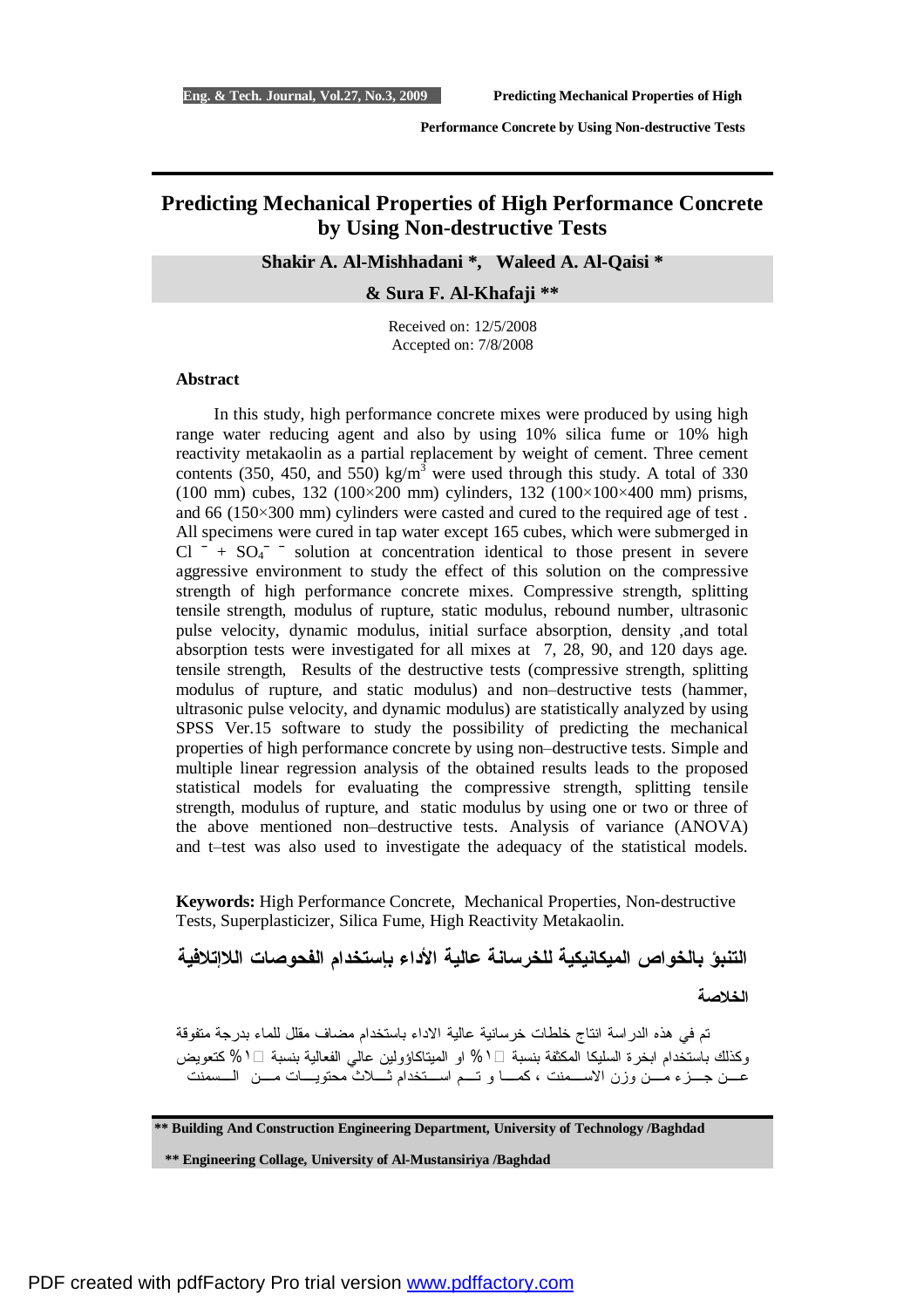# Predicting Mechanical Properties of High Performance Concrete by Using Non-destructive Tests

**Shakir A. Al-Mishhadani \*, Waleed A. Al-Qaisi \***

**& Sura F. Al-Khafaji \*\***

Received on: 12/5/2008
Accepted on: 7/8/2008

### Abstract

In this study, high performance concrete mixes were produced by using high range water reducing agent and also by using 10% silica fume or 10% high reactivity metakaolin as a partial replacement by weight of cement. Three cement contents (350, 450, and 550) $kg/m^3$ were used through this study. A total of 330 (100 mm) cubes, 132 (100×200 mm) cylinders, 132 (100×100×400 mm) prisms, and 66 (150×300 mm) cylinders were casted and cured to the required age of test . All specimens were cured in tap water except 165 cubes, which were submerged in $Cl^- + SO_4^{--}$ solution at concentration identical to those present in severe aggressive environment to study the effect of this solution on the compressive strength of high performance concrete mixes. Compressive strength, splitting tensile strength, modulus of rupture, static modulus, rebound number, ultrasonic pulse velocity, dynamic modulus, initial surface absorption, density ,and total absorption tests were investigated for all mixes at 7, 28, 90, and 120 days age. tensile strength, Results of the destructive tests (compressive strength, splitting modulus of rupture, and static modulus) and non–destructive tests (hammer, ultrasonic pulse velocity, and dynamic modulus) are statistically analyzed by using SPSS Ver.15 software to study the possibility of predicting the mechanical properties of high performance concrete by using non–destructive tests. Simple and multiple linear regression analysis of the obtained results leads to the proposed statistical models for evaluating the compressive strength, splitting tensile strength, modulus of rupture, and static modulus by using one or two or three of the above mentioned non–destructive tests. Analysis of variance (ANOVA) and t–test was also used to investigate the adequacy of the statistical models.

**Keywords:** High Performance Concrete, Mechanical Properties, Non-destructive Tests, Superplasticizer, Silica Fume, High Reactivity Metakaolin.

## التنبؤ بالخواص الميكانيكية للخرسانة عالية الأداء بإستخدام الفحوصات اللاإتلافية

### الخلاصة

تم في هذه الدراسة انتاج خلطات خرسانية عالية الاداء باستخدام مضاف مقلل للماء بدرجة متفوقة وكذلك باستخدام ابخرة السليكا المكثفة بنسبة ١٠% او الميتاكاؤولين عالي الفعالية بنسبة ١٠% كتعويض عن جزء من وزن الاسمنت ، كما و تم استخدام ثلاث محتويات من السمنت

\*\* Building And Construction Engineering Department, University of Technology /Baghdad

\*\* Engineering Collage, University of Al-Mustansiriya /Baghdad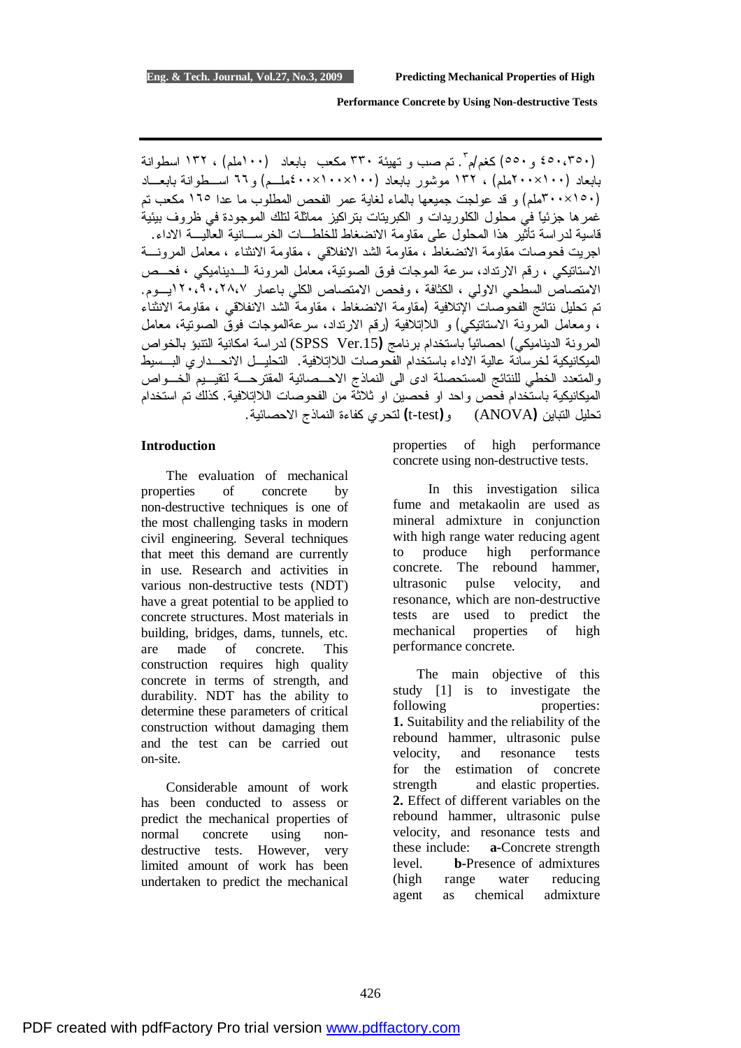(٣٥٠، ٤٥٠ و ٥٥٠) كغم/م$^3$. تم صب و تهيئة ٣٣٠ مكعب بابعاد (١٠٠ملم) ، ١٣٢ اسطوانة بابعاد (١٠٠×٢٠٠ملم) ، ١٣٢ موشور بابعاد (١٠٠×١٠٠×٤٠٠ملـم) و٦٦ اسـطوانة بابعـاد (١٥٠×٣٠٠ملم) و قد عولجت جميعها بالماء لغاية عمر الفحص المطلوب ما عدا ١٦٥ مكعب تم غمرها جزئياً في محلول الكلوريدات و الكبريتات بتراكيز مماثلة لتلك الموجودة في ظروف بيئية قاسية لدراسة تأثير هذا المحلول على مقاومة الانضغاط للخلطـات الخرسـانية العاليـة الاداء.
اجريت فحوصات مقاومة الانضغاط ، مقاومة الشد الانفلاقي ، مقاومة الانثناء ، معامل المرونـة الاستاتيكي ، رقم الارتداد، سرعة الموجات فوق الصوتية، معامل المرونة الـديناميكي ، فحـص الامتصاص السطحي الاولي ، الكثافة ، وفحص الامتصاص الكلي باعمار ٧، ٢٨، ٩٠، ١٢٠يـوم. تم تحليل نتائج الفحوصات الإتلافية (مقاومة الانضغاط ، مقاومة الشد الانفلاقي ، مقاومة الانثناء ، ومعامل المرونة الاستاتيكي) و اللاإتلافية (رقم الارتداد، سرعةالموجات فوق الصوتية، معامل المرونة الديناميكي) احصائياً باستخدام برنامج **(**SPSS Ver.15**)** لدراسة امكانية التنبؤ بالخواص الميكانيكية لخرسانة عالية الاداء باستخدام الفحوصات اللاإتلافية. التحليـل الانحـداري البـسيط والمتعدد الخطي للنتائج المستحصلة ادى الى النماذج الاحـصائية المقترحـة لتقيـيم الخـواص الميكانيكية باستخدام فحص واحد او فحصين او ثلاثة من الفحوصات اللاإتلافية. كذلك تم استخدام تحليل التباين **(**ANOVA**)** و**(**t-test**)** لتحري كفاءة النماذج الاحصائية.

## Introduction

The evaluation of mechanical properties of concrete by non-destructive techniques is one of the most challenging tasks in modern civil engineering. Several techniques that meet this demand are currently in use. Research and activities in various non-destructive tests (NDT) have a great potential to be applied to concrete structures. Most materials in building, bridges, dams, tunnels, etc. are made of concrete. This construction requires high quality concrete in terms of strength, and durability. NDT has the ability to determine these parameters of critical construction without damaging them and the test can be carried out on-site.

Considerable amount of work has been conducted to assess or predict the mechanical properties of normal concrete using non-destructive tests. However, very limited amount of work has been undertaken to predict the mechanical properties of high performance concrete using non-destructive tests.

In this investigation silica fume and metakaolin are used as mineral admixture in conjunction with high range water reducing agent to produce high performance concrete. The rebound hammer, ultrasonic pulse velocity, and resonance, which are non-destructive tests are used to predict the mechanical properties of high performance concrete.

The main objective of this study [1] is to investigate the following properties:
**1.** Suitability and the reliability of the rebound hammer, ultrasonic pulse velocity, and resonance tests for the estimation of concrete strength and elastic properties.
**2.** Effect of different variables on the rebound hammer, ultrasonic pulse velocity, and resonance tests and these include: **a-**Concrete strength level. **b-**Presence of admixtures (high range water reducing agent as chemical admixture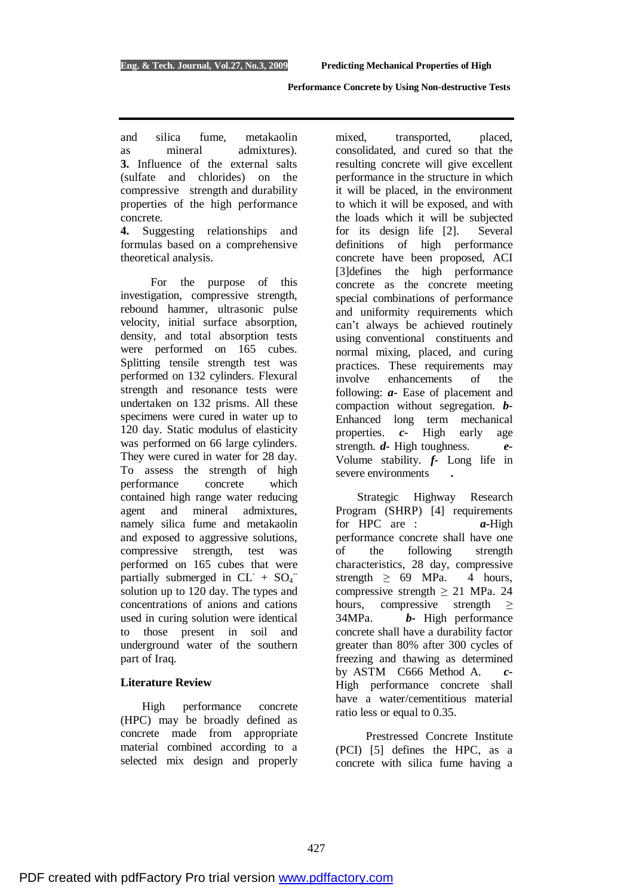and silica fume, metakaolin as mineral admixtures).

**3.** Influence of the external salts (sulfate and chlorides) on the compressive strength and durability properties of the high performance concrete.

**4.** Suggesting relationships and formulas based on a comprehensive theoretical analysis.

For the purpose of this investigation, compressive strength, rebound hammer, ultrasonic pulse velocity, initial surface absorption, density, and total absorption tests were performed on 165 cubes. Splitting tensile strength test was performed on 132 cylinders. Flexural strength and resonance tests were undertaken on 132 prisms. All these specimens were cured in water up to 120 day. Static modulus of elasticity was performed on 66 large cylinders. They were cured in water for 28 day. To assess the strength of high performance concrete which contained high range water reducing agent and mineral admixtures, namely silica fume and metakaolin and exposed to aggressive solutions, compressive strength, test was performed on 165 cubes that were partially submerged in $CL^{-}$ + $SO_4^{--}$ solution up to 120 day. The types and concentrations of anions and cations used in curing solution were identical to those present in soil and underground water of the southern part of Iraq.

## Literature Review

High performance concrete (HPC) may be broadly defined as concrete made from appropriate material combined according to a selected mix design and properly mixed, transported, placed, consolidated, and cured so that the resulting concrete will give excellent performance in the structure in which it will be placed, in the environment to which it will be exposed, and with the loads which it will be subjected for its design life [2]. Several definitions of high performance concrete have been proposed, ACI [3]defines the high performance concrete as the concrete meeting special combinations of performance and uniformity requirements which can't always be achieved routinely using conventional constituents and normal mixing, placed, and curing practices. These requirements may involve enhancements of the following: ***a-*** Ease of placement and compaction without segregation. ***b-*** Enhanced long term mechanical properties. ***c-*** High early age strength. ***d-*** High toughness. ***e-*** Volume stability. ***f-*** Long life in severe environments **.**

Strategic Highway Research Program (SHRP) [4] requirements for HPC are : ***a-***High performance concrete shall have one of the following strength characteristics, 28 day, compressive strength $\geq$ 69 MPa. 4 hours, compressive strength $\geq$ 21 MPa. 24 hours, compressive strength $\geq$ 34MPa. ***b-*** High performance concrete shall have a durability factor greater than 80% after 300 cycles of freezing and thawing as determined by ASTM C666 Method A. ***c-*** High performance concrete shall have a water/cementitious material ratio less or equal to 0.35.

Prestressed Concrete Institute (PCI) [5] defines the HPC, as a concrete with silica fume having a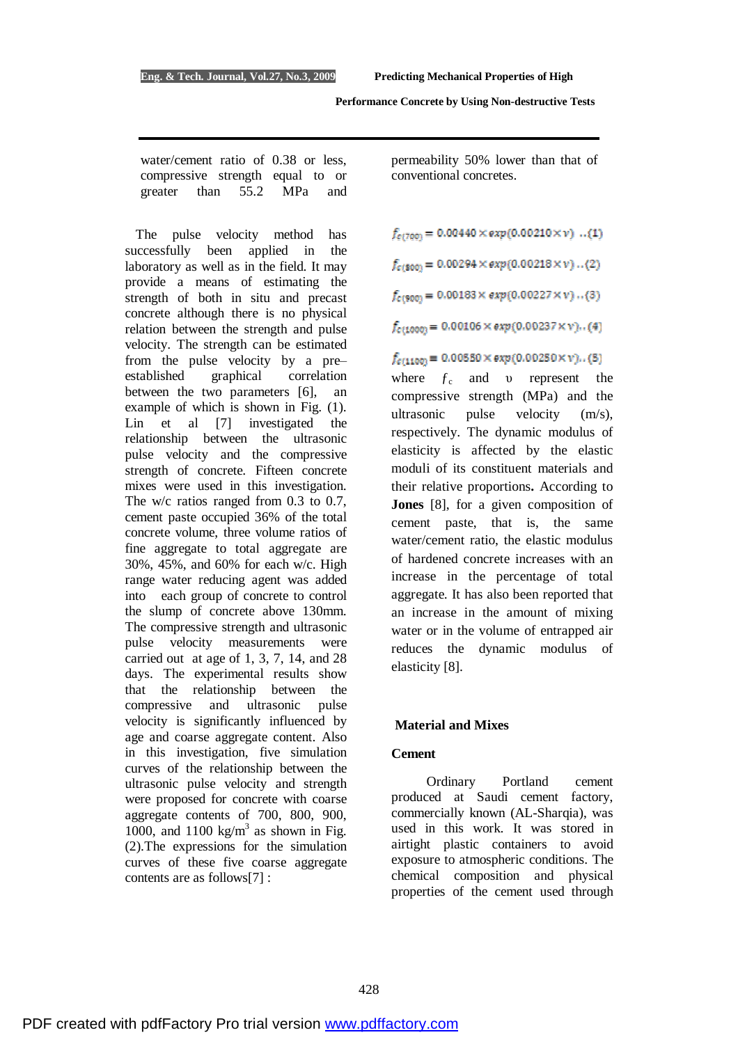water/cement ratio of 0.38 or less, compressive strength equal to or greater than 55.2 MPa and

The pulse velocity method has successfully been applied in the laboratory as well as in the field. It may provide a means of estimating the strength of both in situ and precast concrete although there is no physical relation between the strength and pulse velocity. The strength can be estimated from the pulse velocity by a pre–established graphical correlation between the two parameters [6], an example of which is shown in Fig. (1). Lin et al [7] investigated the relationship between the ultrasonic pulse velocity and the compressive strength of concrete. Fifteen concrete mixes were used in this investigation. The w/c ratios ranged from 0.3 to 0.7, cement paste occupied 36% of the total concrete volume, three volume ratios of fine aggregate to total aggregate are 30%, 45%, and 60% for each w/c. High range water reducing agent was added into each group of concrete to control the slump of concrete above 130mm. The compressive strength and ultrasonic pulse velocity measurements were carried out at age of 1, 3, 7, 14, and 28 days. The experimental results show that the relationship between the compressive and ultrasonic pulse velocity is significantly influenced by age and coarse aggregate content. Also in this investigation, five simulation curves of the relationship between the ultrasonic pulse velocity and strength were proposed for concrete with coarse aggregate contents of 700, 800, 900, 1000, and 1100 $kg/m^3$ as shown in Fig. (2).The expressions for the simulation curves of these five coarse aggregate contents are as follows[7] :

permeability 50% lower than that of conventional concretes.

$$f_{c(700)} = 0.00440 \times exp(0.00210 \times v) \quad ..(1)$$

$$f_{c(800)} = 0.00294 \times exp(0.00218 \times v) \quad ..(2)$$

$$f_{c(900)} = 0.00183 \times exp(0.00227 \times v) \quad ..(3)$$

$$f_{c(1000)} = 0.00106 \times exp(0.00237 \times v) \quad ..(4)$$

$$f_{c(1100)} = 0.00550 \times exp(0.00250 \times v) \quad ..(5)$$

where $f_c$ and $\upsilon$ represent the compressive strength (MPa) and the ultrasonic pulse velocity (m/s), respectively. The dynamic modulus of elasticity is affected by the elastic moduli of its constituent materials and their relative proportions**.** According to **Jones** [8], for a given composition of cement paste, that is, the same water/cement ratio, the elastic modulus of hardened concrete increases with an increase in the percentage of total aggregate. It has also been reported that an increase in the amount of mixing water or in the volume of entrapped air reduces the dynamic modulus of elasticity [8].

## Material and Mixes

### Cement

Ordinary Portland cement produced at Saudi cement factory, commercially known (AL-Sharqia), was used in this work. It was stored in airtight plastic containers to avoid exposure to atmospheric conditions. The chemical composition and physical properties of the cement used through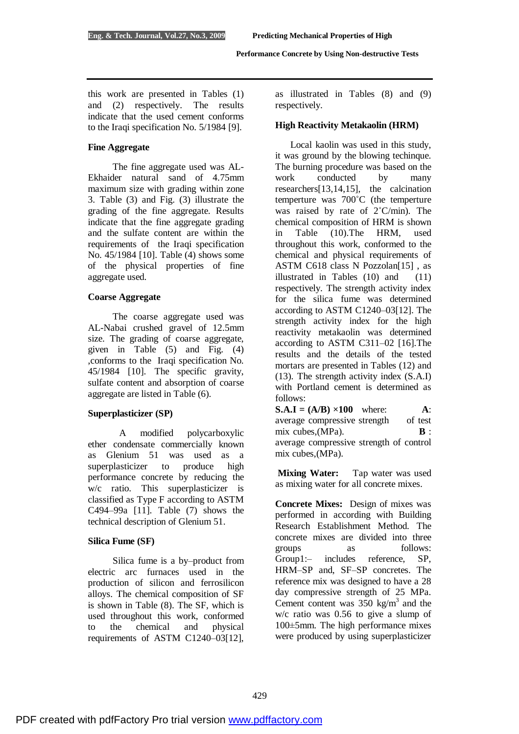this work are presented in Tables (1) and (2) respectively. The results indicate that the used cement conforms to the Iraqi specification No. 5/1984 [9].

### Fine Aggregate

The fine aggregate used was AL-Ekhaider natural sand of 4.75mm maximum size with grading within zone 3. Table (3) and Fig. (3) illustrate the grading of the fine aggregate. Results indicate that the fine aggregate grading and the sulfate content are within the requirements of the Iraqi specification No. 45/1984 [10]. Table (4) shows some of the physical properties of fine aggregate used.

### Coarse Aggregate

The coarse aggregate used was AL-Nabai crushed gravel of 12.5mm size. The grading of coarse aggregate, given in Table (5) and Fig. (4) ,conforms to the Iraqi specification No. 45/1984 [10]. The specific gravity, sulfate content and absorption of coarse aggregate are listed in Table (6).

### Superplasticizer (SP)

A modified polycarboxylic ether condensate commercially known as Glenium 51 was used as a superplasticizer to produce high performance concrete by reducing the w/c ratio. This superplasticizer is classified as Type F according to ASTM C494–99a [11]. Table (7) shows the technical description of Glenium 51.

### Silica Fume (SF)

Silica fume is a by–product from electric arc furnaces used in the production of silicon and ferrosilicon alloys. The chemical composition of SF is shown in Table (8). The SF, which is used throughout this work, conformed to the chemical and physical requirements of ASTM C1240–03[12], as illustrated in Tables (8) and (9) respectively.

### High Reactivity Metakaolin (HRM)

Local kaolin was used in this study, it was ground by the blowing techinque. The burning procedure was based on the work conducted by many researchers[13,14,15], the calcination temperture was 700˚C (the temperture was raised by rate of 2˚C/min). The chemical composition of HRM is shown in Table (10).The HRM, used throughout this work, conformed to the chemical and physical requirements of ASTM C618 class N Pozzolan[15] , as illustrated in Tables (10) and (11) respectively. The strength activity index for the silica fume was determined according to ASTM C1240–03[12]. The strength activity index for the high reactivity metakaolin was determined according to ASTM C311–02 [16].The results and the details of the tested mortars are presented in Tables (12) and (13). The strength activity index (S.A.I) with Portland cement is determined as follows:

**S.A.I = (A/B) ×100** where: **A**: average compressive strength of test mix cubes,(MPa). **B** : average compressive strength of control mix cubes,(MPa).

**Mixing Water:** Tap water was used as mixing water for all concrete mixes.

**Concrete Mixes:** Design of mixes was performed in according with Building Research Establishment Method. The concrete mixes are divided into three groups as follows: Group1:– includes reference, SP, HRM–SP and, SF–SP concretes. The reference mix was designed to have a 28 day compressive strength of 25 MPa. Cement content was 350 kg/m$^3$ and the w/c ratio was 0.56 to give a slump of 100±5mm. The high performance mixes were produced by using superplasticizer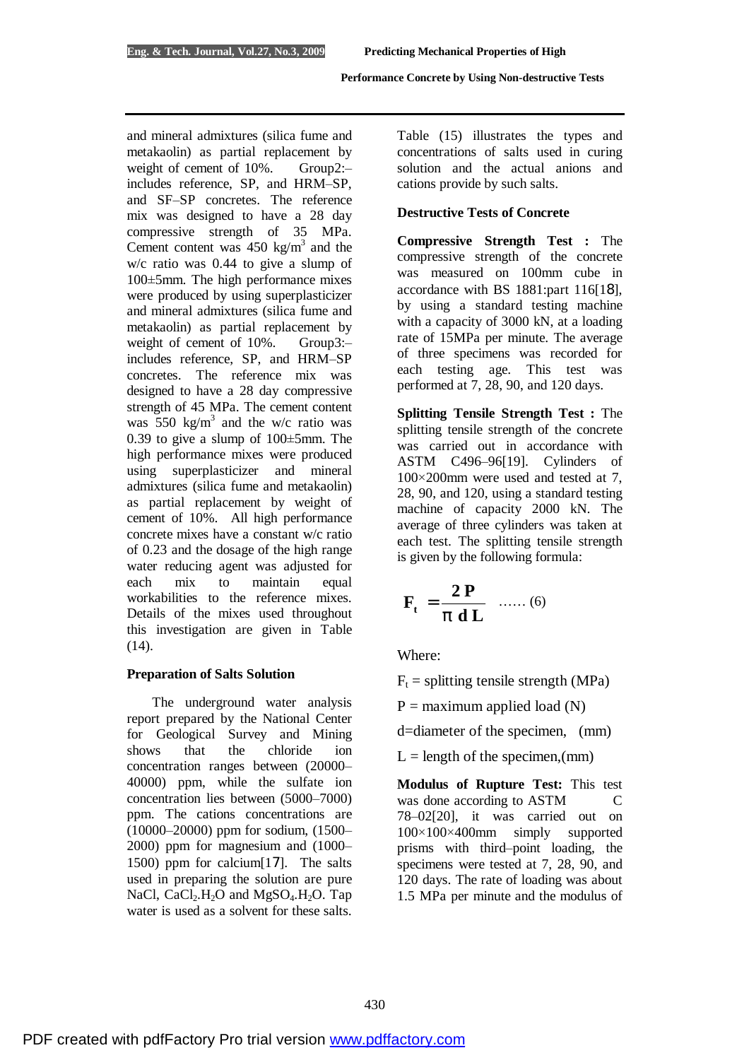and mineral admixtures (silica fume and metakaolin) as partial replacement by weight of cement of 10%. Group2:– includes reference, SP, and HRM–SP, and SF–SP concretes. The reference mix was designed to have a 28 day compressive strength of 35 MPa. Cement content was 450 $kg/m^3$ and the w/c ratio was 0.44 to give a slump of 100±5mm. The high performance mixes were produced by using superplasticizer and mineral admixtures (silica fume and metakaolin) as partial replacement by weight of cement of 10%. Group3:– includes reference, SP, and HRM–SP concretes. The reference mix was designed to have a 28 day compressive strength of 45 MPa. The cement content was 550 $kg/m^3$ and the w/c ratio was 0.39 to give a slump of 100±5mm. The high performance mixes were produced using superplasticizer and mineral admixtures (silica fume and metakaolin) as partial replacement by weight of cement of 10%. All high performance concrete mixes have a constant w/c ratio of 0.23 and the dosage of the high range water reducing agent was adjusted for each mix to maintain equal workabilities to the reference mixes. Details of the mixes used throughout this investigation are given in Table (14).

**Preparation of Salts Solution**

The underground water analysis report prepared by the National Center for Geological Survey and Mining shows that the chloride ion concentration ranges between (20000–40000) ppm, while the sulfate ion concentration lies between (5000–7000) ppm. The cations concentrations are (10000–20000) ppm for sodium, (1500–2000) ppm for magnesium and (1000–1500) ppm for calcium[17]. The salts used in preparing the solution are pure NaCl, $CaCl_2.H_2O$ and $MgSO_4.H_2O$. Tap water is used as a solvent for these salts.

Table (15) illustrates the types and concentrations of salts used in curing solution and the actual anions and cations provide by such salts.

**Destructive Tests of Concrete**

**Compressive Strength Test :** The compressive strength of the concrete was measured on 100mm cube in accordance with BS 1881:part 116[18], by using a standard testing machine with a capacity of 3000 kN, at a loading rate of 15MPa per minute. The average of three specimens was recorded for each testing age. This test was performed at 7, 28, 90, and 120 days.

**Splitting Tensile Strength Test :** The splitting tensile strength of the concrete was carried out in accordance with ASTM C496–96[19]. Cylinders of 100×200mm were used and tested at 7, 28, 90, and 120, using a standard testing machine of capacity 2000 kN. The average of three cylinders was taken at each test. The splitting tensile strength is given by the following formula:

$$F_t = \frac{2P}{\pi d L} \quad \ldots\ldots (6)$$

Where:

$F_t$ = splitting tensile strength (MPa)

P = maximum applied load (N)

d=diameter of the specimen, (mm)

L = length of the specimen,(mm)

**Modulus of Rupture Test:** This test was done according to ASTM C 78–02[20], it was carried out on 100×100×400mm simply supported prisms with third–point loading, the specimens were tested at 7, 28, 90, and 120 days. The rate of loading was about 1.5 MPa per minute and the modulus of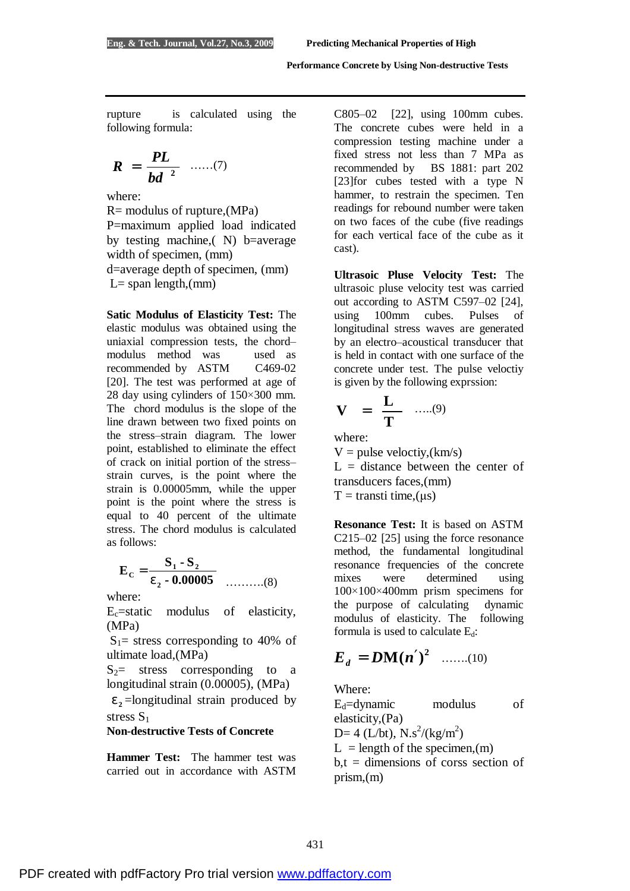rupture is calculated using the following formula:

$$R = \frac{PL}{bd^2} \quad ......(7)$$

where:

R= modulus of rupture,(MPa)
P=maximum applied load indicated by testing machine,( N) b=average width of specimen, (mm)
d=average depth of specimen, (mm)
L= span length,(mm)

**Satic Modulus of Elasticity Test:** The elastic modulus was obtained using the uniaxial compression tests, the chord–modulus method was used as recommended by ASTM C469-02 [20]. The test was performed at age of 28 day using cylinders of 150×300 mm. The chord modulus is the slope of the line drawn between two fixed points on the stress–strain diagram. The lower point, established to eliminate the effect of crack on initial portion of the stress–strain curves, is the point where the strain is 0.00005mm, while the upper point is the point where the stress is equal to 40 percent of the ultimate stress. The chord modulus is calculated as follows:

$$E_C = \frac{S_1 - S_2}{\varepsilon_2 - 0.00005} \quad ..........(8)$$

where:

$E_c$=static modulus of elasticity, (MPa)
$S_1$= stress corresponding to 40% of ultimate load,(MPa)
$S_2$= stress corresponding to a longitudinal strain (0.00005), (MPa)
$\varepsilon_2$=longitudinal strain produced by stress $S_1$

**Non-destructive Tests of Concrete**

**Hammer Test:** The hammer test was carried out in accordance with ASTM C805–02 [22], using 100mm cubes. The concrete cubes were held in a compression testing machine under a fixed stress not less than 7 MPa as recommended by BS 1881: part 202 [23]for cubes tested with a type N hammer, to restrain the specimen. Ten readings for rebound number were taken on two faces of the cube (five readings for each vertical face of the cube as it cast).

**Ultrasoic Pluse Velocity Test:** The ultrasoic pluse velocity test was carried out according to ASTM C597–02 [24], using 100mm cubes. Pulses of longitudinal stress waves are generated by an electro–acoustical transducer that is held in contact with one surface of the concrete under test. The pulse velocity is given by the following exprssion:

$$V = \frac{L}{T} \quad .....(9)$$

where:

V = pulse velociy,(km/s)
L = distance between the center of transducers faces,(mm)
T = transti time,(μs)

**Resonance Test:** It is based on ASTM C215–02 [25] using the force resonance method, the fundamental longitudinal resonance frequencies of the concrete mixes were determined using 100×100×400mm prism specimens for the purpose of calculating dynamic modulus of elasticity. The following formula is used to calculate $E_d$:

$$E_d = DM(n')^2 \quad .......(10)$$

Where:

$E_d$=dynamic modulus of elasticity,(Pa)
D= 4 (L/bt), $N.s^2/(kg/m^2)$
L = length of the specimen,(m)
b,t = dimensions of corss section of prism,(m)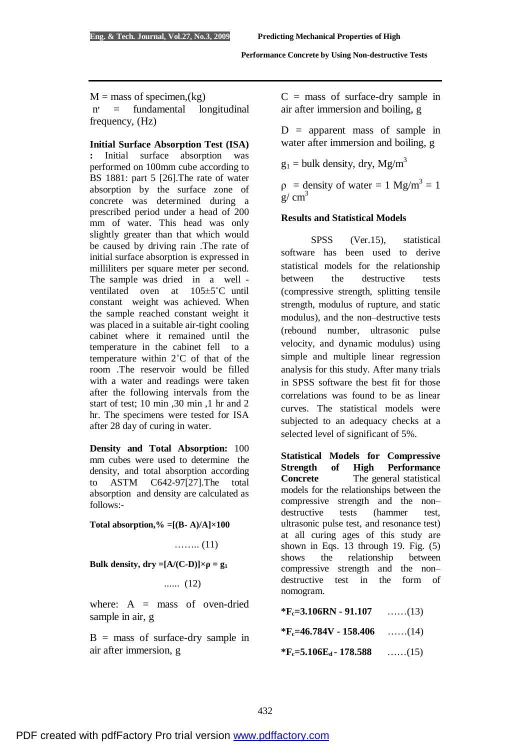M = mass of specimen,(kg)
n′ = fundamental longitudinal frequency, (Hz)

**Initial Surface Absorption Test (ISA) :** Initial surface absorption was performed on 100mm cube according to BS 1881: part 5 [26].The rate of water absorption by the surface zone of concrete was determined during a prescribed period under a head of 200 mm of water. This head was only slightly greater than that which would be caused by driving rain .The rate of initial surface absorption is expressed in milliliters per square meter per second. The sample was dried in a well - ventilated oven at 105±5˚C until constant weight was achieved. When the sample reached constant weight it was placed in a suitable air-tight cooling cabinet where it remained until the temperature in the cabinet fell to a temperature within 2˚C of that of the room .The reservoir would be filled with a water and readings were taken after the following intervals from the start of test; 10 min ,30 min ,1 hr and 2 hr. The specimens were tested for ISA after 28 day of curing in water.

**Density and Total Absorption:** 100 mm cubes were used to determine the density, and total absorption according to ASTM C642-97[27].The total absorption and density are calculated as follows:-

**Total absorption,%** $=[(B- A)/A]\times 100$ ........ (11)

**Bulk density, dry** $=[A/(C-D)]\times\rho = g_1$ ...... (12)

where: A = mass of oven-dried sample in air, g

B = mass of surface-dry sample in air after immersion, g

C = mass of surface-dry sample in air after immersion and boiling, g

D = apparent mass of sample in water after immersion and boiling, g

$g_1$ = bulk density, dry, $Mg/m^3$

$\rho$ = density of water = 1 $Mg/m^3$ = 1 $g/cm^3$

## Results and Statistical Models

SPSS (Ver.15), statistical software has been used to derive statistical models for the relationship between the destructive tests (compressive strength, splitting tensile strength, modulus of rupture, and static modulus), and the non–destructive tests (rebound number, ultrasonic pulse velocity, and dynamic modulus) using simple and multiple linear regression analysis for this study. After many trials in SPSS software the best fit for those correlations was found to be as linear curves. The statistical models were subjected to an adequacy checks at a selected level of significant of 5%.

**Statistical Models for Compressive Strength of High Performance Concrete** The general statistical models for the relationships between the compressive strength and the non–destructive tests (hammer test, ultrasonic pulse test, and resonance test) at all curing ages of this study are shown in Eqs. 13 through 19. Fig. (5) shows the relationship between compressive strength and the non–destructive test in the form of nomogram.

$$*F_c=3.106RN - 91.107 \quad \text{......(13)}$$

$$*F_c=46.784V - 158.406 \quad \text{......(14)}$$

$$*F_c=5.106E_d - 178.588 \quad \text{......(15)}$$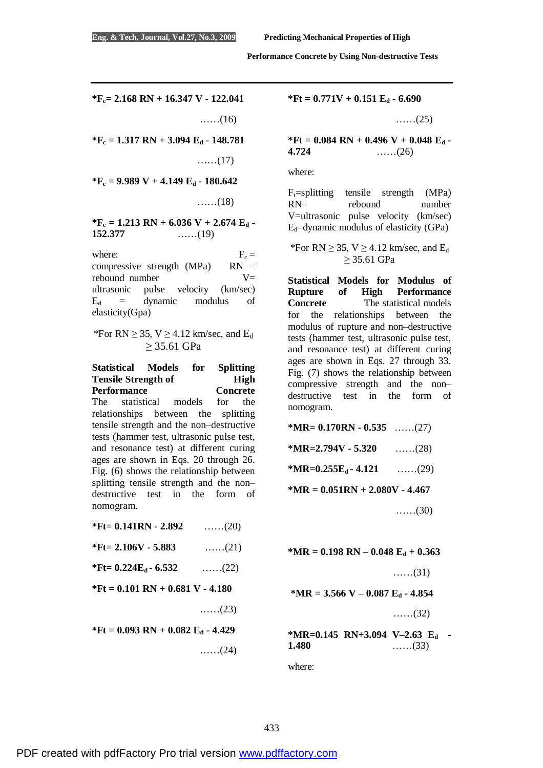$$*F_c = 2.168\ RN + 16.347\ V - 122.041 \quad \text{……(16)}$$

$$*F_c = 1.317\ RN + 3.094\ E_d - 148.781 \quad \text{……(17)}$$

$$*F_c = 9.989\ V + 4.149\ E_d - 180.642 \quad \text{……(18)}$$

$$*F_c = 1.213\ RN + 6.036\ V + 2.674\ E_d - 152.377 \quad \text{……(19)}$$

where: $F_c$ = compressive strength (MPa) RN = rebound number V= ultrasonic pulse velocity (km/sec) $E_d$ = dynamic modulus of elasticity(Gpa)

*For RN $\geq$ 35, V $\geq$ 4.12 km/sec, and $E_d \geq$ 35.61 GPa

**Statistical Models for Splitting Tensile Strength of High Performance Concrete**
The statistical models for the relationships between the splitting tensile strength and the non–destructive tests (hammer test, ultrasonic pulse test, and resonance test) at different curing ages are shown in Eqs. 20 through 26. Fig. (6) shows the relationship between splitting tensile strength and the non–destructive test in the form of nomogram.

$$*Ft = 0.141RN - 2.892 \quad \text{……(20)}$$

$$*Ft = 2.106V - 5.883 \quad \text{……(21)}$$

$$*Ft = 0.224E_d - 6.532 \quad \text{……(22)}$$

$$*Ft = 0.101\ RN + 0.681\ V - 4.180 \quad \text{……(23)}$$

$$*Ft = 0.093\ RN + 0.082\ E_d - 4.429 \quad \text{……(24)}$$

$$*Ft = 0.771V + 0.151\ E_d - 6.690 \quad \text{……(25)}$$

$$*Ft = 0.084\ RN + 0.496\ V + 0.048\ E_d - 4.724 \quad \text{……(26)}$$

where:

$F_t$=splitting tensile strength (MPa) RN= rebound number V=ultrasonic pulse velocity (km/sec) $E_d$=dynamic modulus of elasticity (GPa)

*For RN $\geq$ 35, V $\geq$ 4.12 km/sec, and $E_d \geq$ 35.61 GPa

**Statistical Models for Modulus of Rupture of High Performance Concrete**
The statistical models for the relationships between the modulus of rupture and non–destructive tests (hammer test, ultrasonic pulse test, and resonance test) at different curing ages are shown in Eqs. 27 through 33. Fig. (7) shows the relationship between compressive strength and the non–destructive test in the form of nomogram.

$$*MR = 0.170RN - 0.535 \quad \text{……(27)}$$

$$*MR = 2.794V - 5.320 \quad \text{……(28)}$$

$$*MR = 0.255E_d - 4.121 \quad \text{……(29)}$$

$$*MR = 0.051RN + 2.080V - 4.467 \quad \text{……(30)}$$

$$*MR = 0.198\ RN - 0.048\ E_d + 0.363 \quad \text{……(31)}$$

$$*MR = 3.566\ V - 0.087\ E_d - 4.854 \quad \text{……(32)}$$

$$*MR = 0.145\ RN + 3.094\ V - 2.63\ E_d - 1.480 \quad \text{……(33)}$$

where: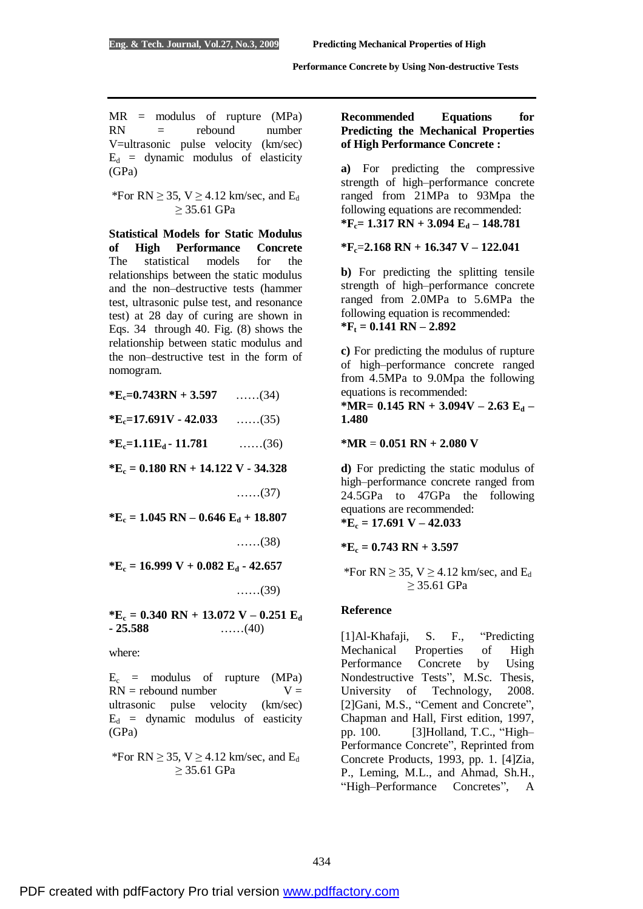MR = modulus of rupture (MPa)
RN = rebound number
V=ultrasonic pulse velocity (km/sec)
$E_d$ = dynamic modulus of elasticity (GPa)

*For RN ≥ 35, V ≥ 4.12 km/sec, and $E_d$ ≥ 35.61 GPa

**Statistical Models for Static Modulus of High Performance Concrete**

The statistical models for the relationships between the static modulus and the non–destructive tests (hammer test, ultrasonic pulse test, and resonance test) at 28 day of curing are shown in Eqs. 34 through 40. Fig. (8) shows the relationship between static modulus and the non–destructive test in the form of nomogram.

$$*E_c=0.743RN + 3.597 \quad \ldots\ldots(34)$$

$$*E_c=17.691V - 42.033 \quad \ldots\ldots(35)$$

$$*E_c=1.11E_d - 11.781 \quad \ldots\ldots(36)$$

$$*E_c = 0.180\ RN + 14.122\ V - 34.328 \quad \ldots\ldots(37)$$

$$*E_c = 1.045\ RN - 0.646\ E_d + 18.807 \quad \ldots\ldots(38)$$

$$*E_c = 16.999\ V + 0.082\ E_d - 42.657 \quad \ldots\ldots(39)$$

$$*E_c = 0.340\ RN + 13.072\ V - 0.251\ E_d - 25.588 \quad \ldots\ldots(40)$$

where:

$E_c$ = modulus of rupture (MPa)
RN = rebound number
V = ultrasonic pulse velocity (km/sec)
$E_d$ = dynamic modulus of easticity (GPa)

*For RN ≥ 35, V ≥ 4.12 km/sec, and $E_d$ ≥ 35.61 GPa

**Recommended Equations for Predicting the Mechanical Properties of High Performance Concrete :**

**a)** For predicting the compressive strength of high–performance concrete ranged from 21MPa to 93Mpa the following equations are recommended:

$$*F_c= 1.317\ RN + 3.094\ E_d – 148.781$$

$$*F_c=2.168\ RN + 16.347\ V – 122.041$$

**b)** For predicting the splitting tensile strength of high–performance concrete ranged from 2.0MPa to 5.6MPa the following equation is recommended:

$$*F_t = 0.141\ RN – 2.892$$

**c)** For predicting the modulus of rupture of high–performance concrete ranged from 4.5MPa to 9.0Mpa the following equations is recommended:

$$*MR= 0.145\ RN + 3.094V – 2.63\ E_d – 1.480$$

$$*MR = 0.051\ RN + 2.080\ V$$

**d)** For predicting the static modulus of high–performance concrete ranged from 24.5GPa to 47GPa the following equations are recommended:

$$*E_c = 17.691\ V – 42.033$$

$$*E_c = 0.743\ RN + 3.597$$

*For RN ≥ 35, V ≥ 4.12 km/sec, and $E_d$ ≥ 35.61 GPa

## Reference

[1]Al-Khafaji, S. F., "Predicting Mechanical Properties of High Performance Concrete by Using Nondestructive Tests", M.Sc. Thesis, University of Technology, 2008.
[2]Gani, M.S., "Cement and Concrete", Chapman and Hall, First edition, 1997, pp. 100.
[3]Holland, T.C., "High–Performance Concrete", Reprinted from Concrete Products, 1993, pp. 1.
[4]Zia, P., Leming, M.L., and Ahmad, Sh.H., "High–Performance Concretes", A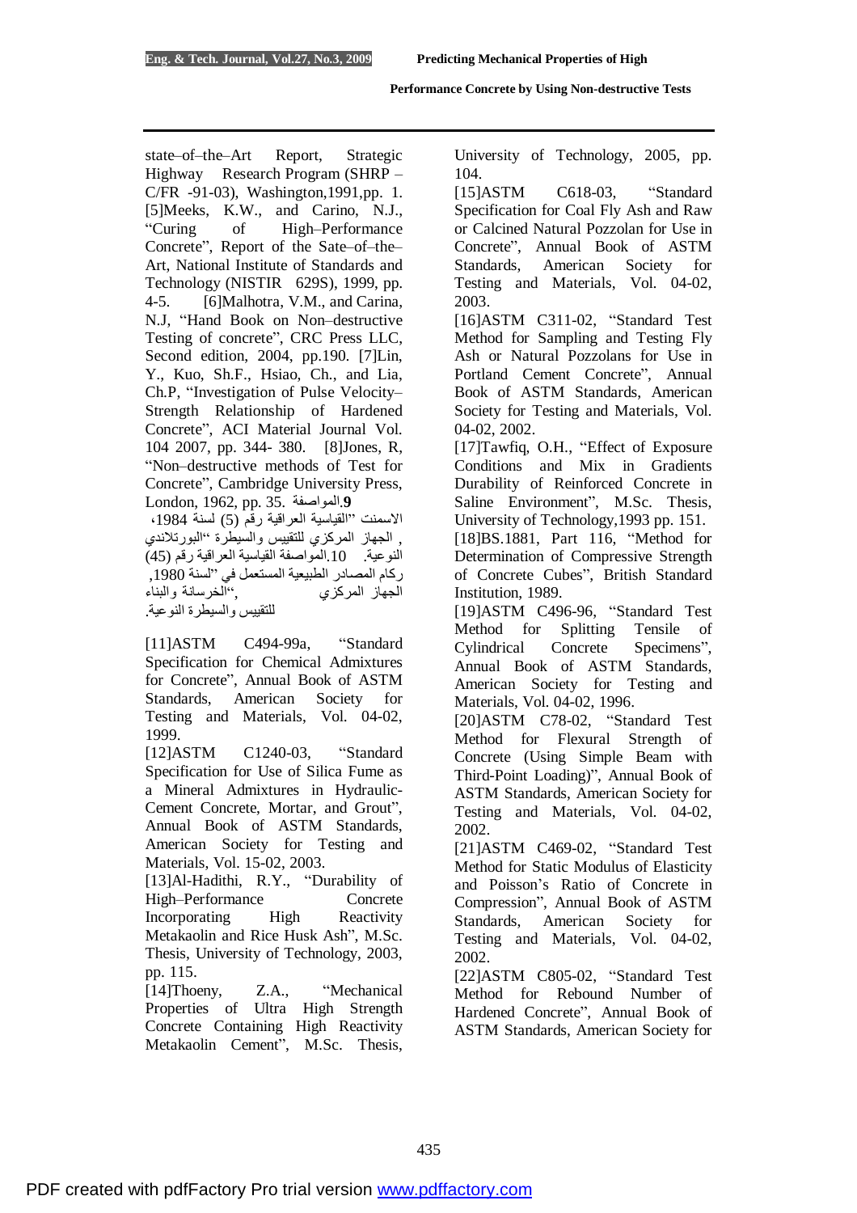state–of–the–Art Report, Strategic Highway Research Program (SHRP – C/FR -91-03), Washington,1991,pp. 1.

[5]Meeks, K.W., and Carino, N.J., "Curing of High–Performance Concrete", Report of the Sate–of–the–Art, National Institute of Standards and Technology (NISTIR 629S), 1999, pp. 4-5.

[6]Malhotra, V.M., and Carina, N.J, "Hand Book on Non–destructive Testing of concrete", CRC Press LLC, Second edition, 2004, pp.190.

[7]Lin, Y., Kuo, Sh.F., Hsiao, Ch., and Lia, Ch.P, "Investigation of Pulse Velocity–Strength Relationship of Hardened Concrete", ACI Material Journal Vol. 104 2007, pp. 344- 380.

[8]Jones, R, "Non–destructive methods of Test for Concrete", Cambridge University Press, London, 1962, pp. 35.

**9**.المواصفة القياسية العراقية رقم (5) لسنة 1984، الاسمنت "البورتلاندي, الجهاز المركزي للتقييس والسيطرة النوعية.

10.المواصفة القياسية العراقية رقم (45) لسنة 1980, "ركام المصادر الطبيعية المستعمل في الخرسانة والبناء", الجهاز المركزي للتقييس والسيطرة النوعية.

[11]ASTM C494-99a, "Standard Specification for Chemical Admixtures for Concrete", Annual Book of ASTM Standards, American Society for Testing and Materials, Vol. 04-02, 1999.

[12]ASTM C1240-03, "Standard Specification for Use of Silica Fume as a Mineral Admixtures in Hydraulic-Cement Concrete, Mortar, and Grout", Annual Book of ASTM Standards, American Society for Testing and Materials, Vol. 15-02, 2003.

[13]Al-Hadithi, R.Y., "Durability of High–Performance Concrete Incorporating High Reactivity Metakaolin and Rice Husk Ash", M.Sc. Thesis, University of Technology, 2003, pp. 115.

[14]Thoeny, Z.A., "Mechanical Properties of Ultra High Strength Concrete Containing High Reactivity Metakaolin Cement", M.Sc. Thesis, University of Technology, 2005, pp. 104.

[15]ASTM C618-03, "Standard Specification for Coal Fly Ash and Raw or Calcined Natural Pozzolan for Use in Concrete", Annual Book of ASTM Standards, American Society for Testing and Materials, Vol. 04-02, 2003.

[16]ASTM C311-02, "Standard Test Method for Sampling and Testing Fly Ash or Natural Pozzolans for Use in Portland Cement Concrete", Annual Book of ASTM Standards, American Society for Testing and Materials, Vol. 04-02, 2002.

[17]Tawfiq, O.H., "Effect of Exposure Conditions and Mix in Gradients Durability of Reinforced Concrete in Saline Environment", M.Sc. Thesis, University of Technology,1993 pp. 151.

[18]BS.1881, Part 116, "Method for Determination of Compressive Strength of Concrete Cubes", British Standard Institution, 1989.

[19]ASTM C496-96, "Standard Test Method for Splitting Tensile of Cylindrical Concrete Specimens", Annual Book of ASTM Standards, American Society for Testing and Materials, Vol. 04-02, 1996.

[20]ASTM C78-02, "Standard Test Method for Flexural Strength of Concrete (Using Simple Beam with Third-Point Loading)", Annual Book of ASTM Standards, American Society for Testing and Materials, Vol. 04-02, 2002.

[21]ASTM C469-02, "Standard Test Method for Static Modulus of Elasticity and Poisson's Ratio of Concrete in Compression", Annual Book of ASTM Standards, American Society for Testing and Materials, Vol. 04-02, 2002.

[22]ASTM C805-02, "Standard Test Method for Rebound Number of Hardened Concrete", Annual Book of ASTM Standards, American Society for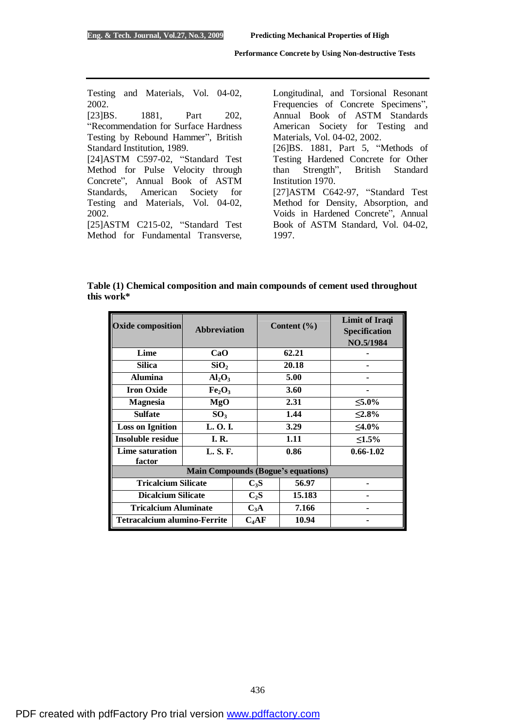Testing and Materials, Vol. 04-02, 2002.

[23]BS. 1881, Part 202, "Recommendation for Surface Hardness Testing by Rebound Hammer", British Standard Institution, 1989.

[24]ASTM C597-02, "Standard Test Method for Pulse Velocity through Concrete", Annual Book of ASTM Standards, American Society for Testing and Materials, Vol. 04-02, 2002.

[25]ASTM C215-02, "Standard Test Method for Fundamental Transverse, Longitudinal, and Torsional Resonant Frequencies of Concrete Specimens", Annual Book of ASTM Standards American Society for Testing and Materials, Vol. 04-02, 2002.

[26]BS. 1881, Part 5, "Methods of Testing Hardened Concrete for Other than Strength", British Standard Institution 1970.

[27]ASTM C642-97, "Standard Test Method for Density, Absorption, and Voids in Hardened Concrete", Annual Book of ASTM Standard, Vol. 04-02, 1997.

**Table (1) Chemical composition and main compounds of cement used throughout this work***

| Oxide composition | Abbreviation | Content (%) | Limit of Iraqi Specification NO.5/1984 |
|---|---|---|---|
| **Lime** | **CaO** | **62.21** | **-** |
| **Silica** | **$SiO_2$** | **20.18** | **-** |
| **Alumina** | **$Al_2O_3$** | **5.00** | **-** |
| **Iron Oxide** | **$Fe_2O_3$** | **3.60** | **-** |
| **Magnesia** | **MgO** | **2.31** | **≤5.0%** |
| **Sulfate** | **$SO_3$** | **1.44** | **≤2.8%** |
| **Loss on Ignition** | **L. O. I.** | **3.29** | **≤4.0%** |
| **Insoluble residue** | **I. R.** | **1.11** | **≤1.5%** |
| **Lime saturation factor** | **L. S. F.** | **0.86** | **0.66-1.02** |
| **Main Compounds (Bogue's equations)** | | | |
| **Tricalcium Silicate** | **$C_3S$** | **56.97** | **-** |
| **Dicalcium Silicate** | **$C_2S$** | **15.183** | **-** |
| **Tricalcium Aluminate** | **$C_3A$** | **7.166** | **-** |
| **Tetracalcium alumino-Ferrite** | **$C_4AF$** | **10.94** | **-** |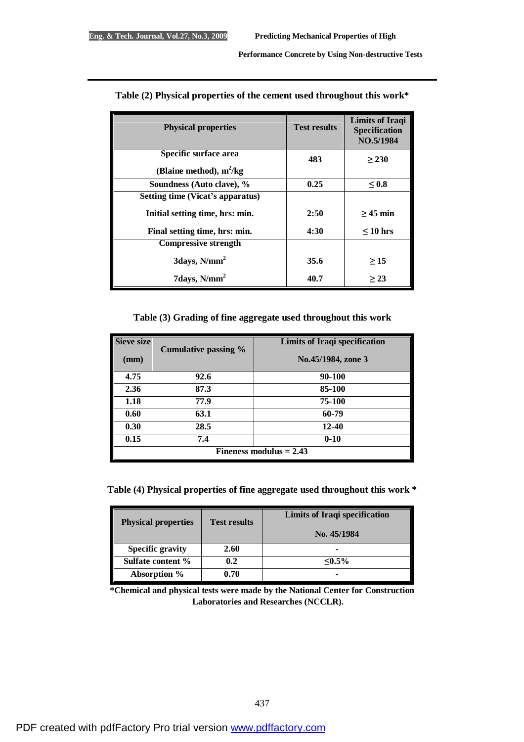**Table (2) Physical properties of the cement used throughout this work***

| Physical properties | Test results | Limits of Iraqi Specification NO.5/1984 |
|---|---|---|
| Specific surface area (Blaine method), $m^2/kg$ | 483 | ≥ 230 |
| Soundness (Auto clave), % | 0.25 | ≤ 0.8 |
| Setting time (Vicat's apparatus) | | |
| Initial setting time, hrs: min. | 2:50 | ≥ 45 min |
| Final setting time, hrs: min. | 4:30 | ≤ 10 hrs |
| Compressive strength | | |
| 3days, $N/mm^2$ | 35.6 | ≥ 15 |
| 7days, $N/mm^2$ | 40.7 | ≥ 23 |

**Table (3) Grading of fine aggregate used throughout this work**

| Sieve size (mm) | Cumulative passing % | Limits of Iraqi specification No.45/1984, zone 3 |
|---|---|---|
| 4.75 | 92.6 | 90-100 |
| 2.36 | 87.3 | 85-100 |
| 1.18 | 77.9 | 75-100 |
| 0.60 | 63.1 | 60-79 |
| 0.30 | 28.5 | 12-40 |
| 0.15 | 7.4 | 0-10 |
| Fineness modulus = 2.43 | | |

**Table (4) Physical properties of fine aggregate used throughout this work ***

| Physical properties | Test results | Limits of Iraqi specification No. 45/1984 |
|---|---|---|
| Specific gravity | 2.60 | - |
| Sulfate content % | 0.2 | ≤0.5% |
| Absorption % | 0.70 | - |

*Chemical and physical tests were made by the National Center for Construction Laboratories and Researches (NCCLR).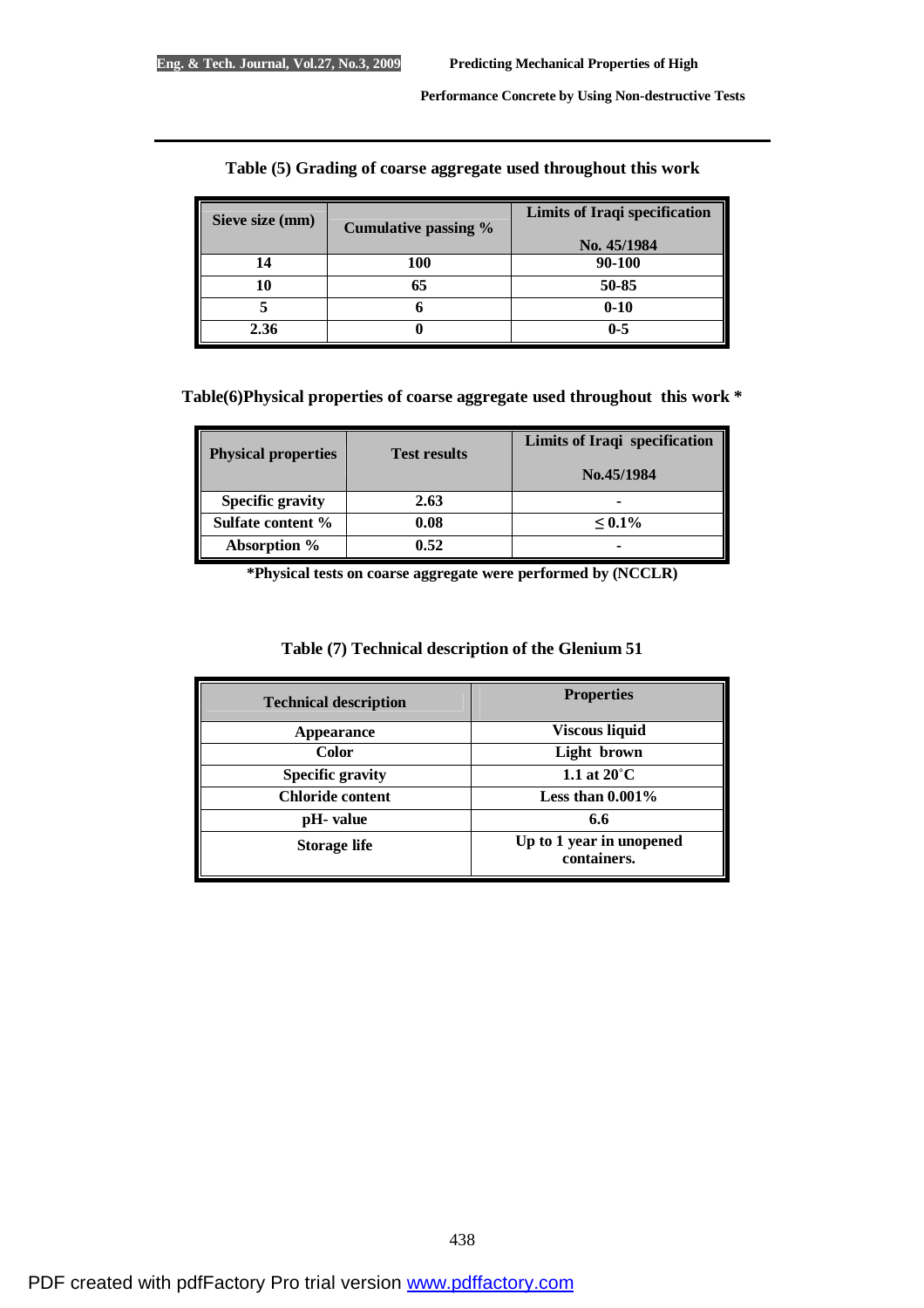**Table (5) Grading of coarse aggregate used throughout this work**

| Sieve size (mm) | Cumulative passing % | Limits of Iraqi specification No. 45/1984 |
|---|---|---|
| 14 | 100 | 90-100 |
| 10 | 65 | 50-85 |
| 5 | 6 | 0-10 |
| 2.36 | 0 | 0-5 |

**Table(6)Physical properties of coarse aggregate used throughout this work \***

| Physical properties | Test results | Limits of Iraqi specification No.45/1984 |
|---|---|---|
| Specific gravity | 2.63 | - |
| Sulfate content % | 0.08 | $\leq 0.1\%$ |
| Absorption % | 0.52 | - |

**\*Physical tests on coarse aggregate were performed by (NCCLR)**

**Table (7) Technical description of the Glenium 51**

| Technical description | Properties |
|---|---|
| Appearance | Viscous liquid |
| Color | Light brown |
| Specific gravity | 1.1 at 20°C |
| Chloride content | Less than 0.001% |
| pH- value | 6.6 |
| Storage life | Up to 1 year in unopened containers. |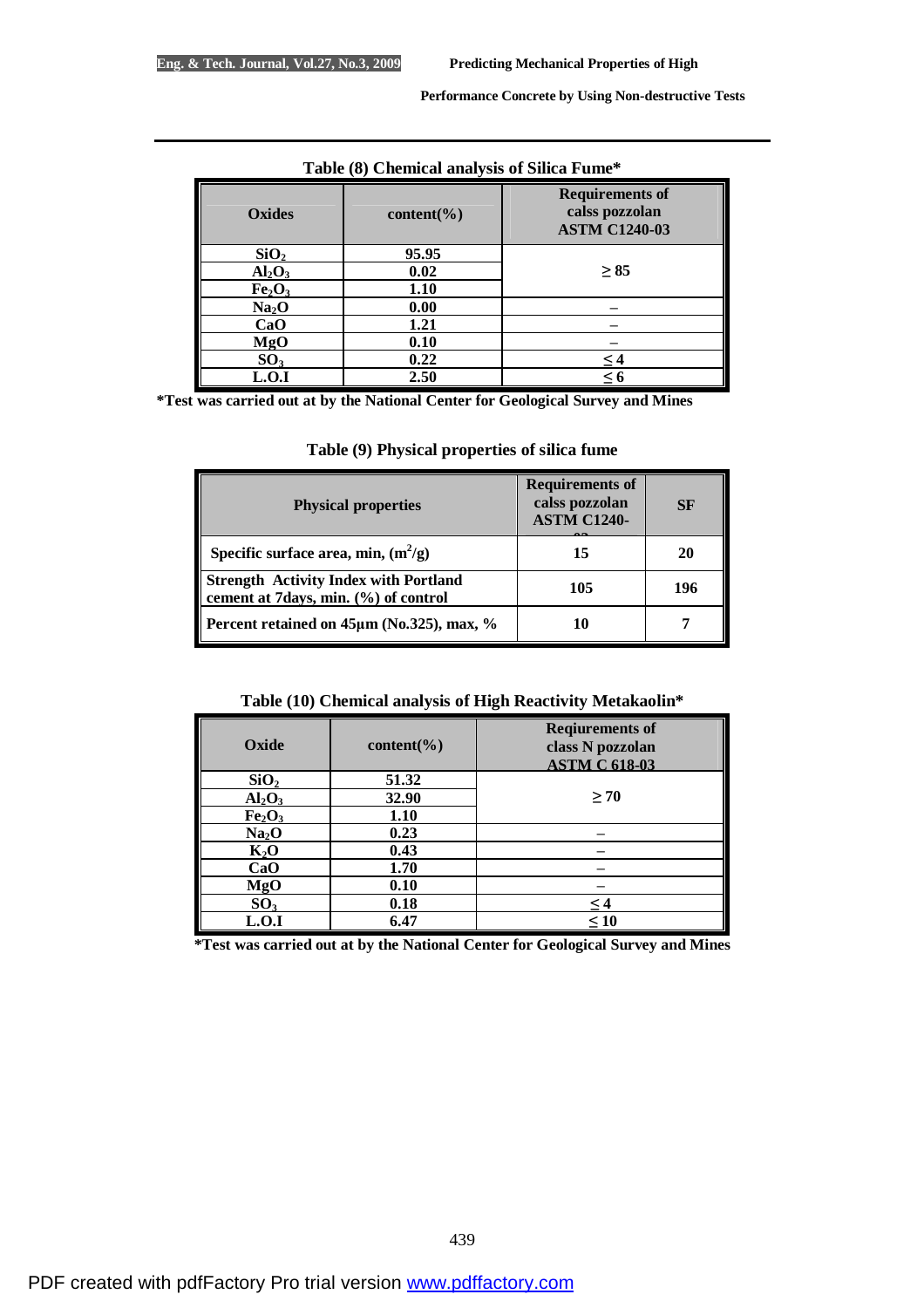**Table (8) Chemical analysis of Silica Fume***

| Oxides | content(%) | Requirements of calss pozzolan ASTM C1240-03 |
|---|---|---|
| $SiO_2$ | 95.95 | ≥ 85 |
| $Al_2O_3$ | 0.02 | |
| $Fe_2O_3$ | 1.10 | |
| $Na_2O$ | 0.00 | – |
| CaO | 1.21 | – |
| MgO | 0.10 | – |
| $SO_3$ | 0.22 | ≤ 4 |
| L.O.I | 2.50 | ≤ 6 |

*Test was carried out at by the National Center for Geological Survey and Mines

**Table (9) Physical properties of silica fume**

| Physical properties | Requirements of calss pozzolan ASTM C1240-03 | SF |
|---|---|---|
| Specific surface area, min, $(m^2/g)$ | 15 | 20 |
| Strength Activity Index with Portland cement at 7days, min. (%) of control | 105 | 196 |
| Percent retained on 45μm (No.325), max, % | 10 | 7 |

**Table (10) Chemical analysis of High Reactivity Metakaolin***

| Oxide | content(%) | Reqiurements of class N pozzolan ASTM C 618-03 |
|---|---|---|
| $SiO_2$ | 51.32 | ≥ 70 |
| $Al_2O_3$ | 32.90 | |
| $Fe_2O_3$ | 1.10 | |
| $Na_2O$ | 0.23 | – |
| $K_2O$ | 0.43 | – |
| CaO | 1.70 | – |
| MgO | 0.10 | – |
| $SO_3$ | 0.18 | ≤ 4 |
| L.O.I | 6.47 | ≤ 10 |

*Test was carried out at by the National Center for Geological Survey and Mines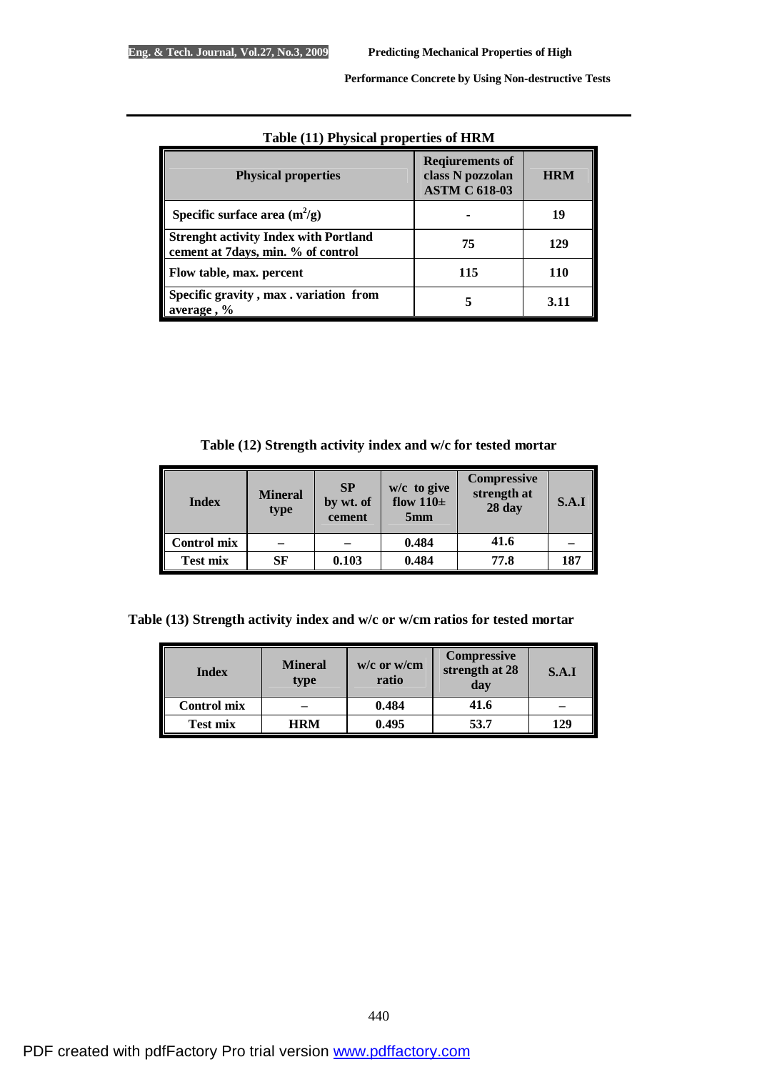**Table (11) Physical properties of HRM**

| Physical properties | Reqiurements of class N pozzolan ASTM C 618-03 | HRM |
|---|---|---|
| Specific surface area ($m^2/g$) | - | 19 |
| Strenght activity Index with Portland cement at 7days, min. % of control | 75 | 129 |
| Flow table, max. percent | 115 | 110 |
| Specific gravity , max . variation from average , % | 5 | 3.11 |

**Table (12) Strength activity index and w/c for tested mortar**

| Index | Mineral type | SP by wt. of cement | w/c to give flow 110± 5mm | Compressive strength at 28 day | S.A.I |
|---|---|---|---|---|---|
| Control mix | – | – | 0.484 | 41.6 | – |
| Test mix | SF | 0.103 | 0.484 | 77.8 | 187 |

**Table (13) Strength activity index and w/c or w/cm ratios for tested mortar**

| Index | Mineral type | w/c or w/cm ratio | Compressive strength at 28 day | S.A.I |
|---|---|---|---|---|
| Control mix | – | 0.484 | 41.6 | – |
| Test mix | HRM | 0.495 | 53.7 | 129 |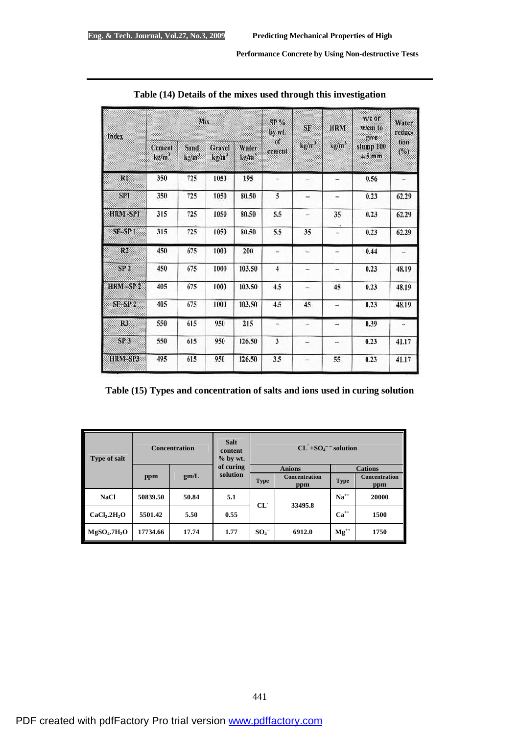Table (14) Details of the mixes used through this investigation

| Index | Mix | | | | SP % by wt. of cement | SF kg/m$^3$ | HRM kg/m$^3$ | w/c or w/cm to give slump 100 ±5 mm | Water reduction (%) |
|---|---|---|---|---|---|---|---|---|---|
| | Cement kg/m$^3$ | Sand kg/m$^3$ | Gravel kg/m$^3$ | Water kg/m$^3$ | | | | | |
| R1 | 350 | 725 | 1050 | 195 | – | – | – | 0.56 | – |
| SP1 | 350 | 725 | 1050 | 80.50 | 5 | – | – | 0.23 | 62.29 |
| HRM-SP1 | 315 | 725 | 1050 | 80.50 | 5.5 | – | 35 | 0.23 | 62.29 |
| SF-SP 1 | 315 | 725 | 1050 | 80.50 | 5.5 | 35 | – | 0.23 | 62.29 |
| R2 | 450 | 675 | 1000 | 200 | – | – | – | 0.44 | – |
| SP 2 | 450 | 675 | 1000 | 103.50 | 4 | – | – | 0.23 | 48.19 |
| HRM-SP 2 | 405 | 675 | 1000 | 103.50 | 4.5 | – | 45 | 0.23 | 48.19 |
| SF-SP 2 | 405 | 675 | 1000 | 103.50 | 4.5 | 45 | – | 0.23 | 48.19 |
| R3 | 550 | 615 | 950 | 215 | – | – | – | 0.39 | – |
| SP 3 | 550 | 615 | 950 | 126.50 | 3 | – | – | 0.23 | 41.17 |
| HRM-SP3 | 495 | 615 | 950 | 126.50 | 3.5 | – | 55 | 0.23 | 41.17 |

Table (15) Types and concentration of salts and ions used in curing solution

| Type of salt | Concentration | | Salt content % by wt. of curing solution | $CL^{-}+SO_4^{--}$ solution | | | |
|---|---|---|---|---|---|---|---|
| | | | | Anions | | Cations | |
| | ppm | gm/L | | Type | Concentration ppm | Type | Concentration ppm |
| NaCl | 50839.50 | 50.84 | 5.1 | $CL^{-}$ | 33495.8 | $Na^{++}$ | 20000 |
| $CaCl_2.2H_2O$ | 5501.42 | 5.50 | 0.55 | | | $Ca^{++}$ | 1500 |
| $MgSO_4.7H_2O$ | 17734.66 | 17.74 | 1.77 | $SO_4^{--}$ | 6912.0 | $Mg^{++}$ | 1750 |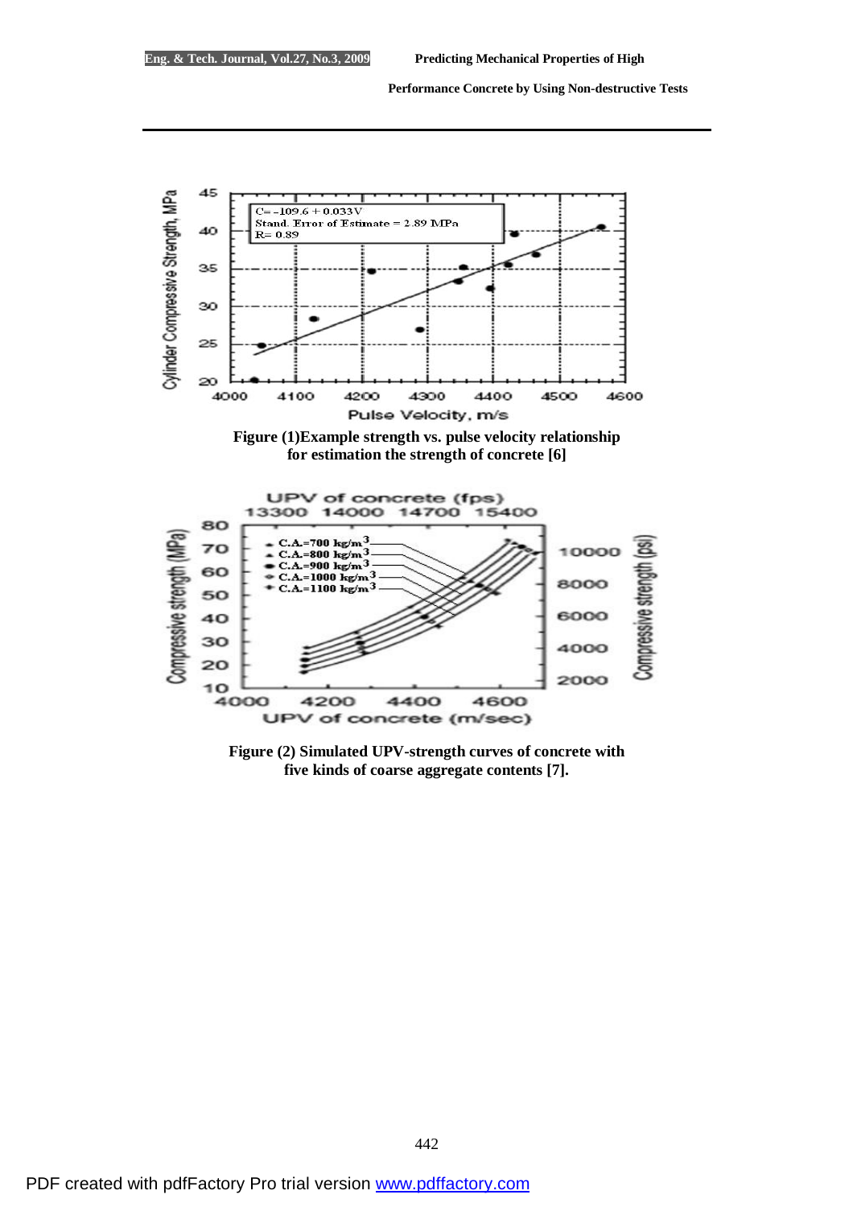Figure (1)Example strength vs. pulse velocity relationship for estimation the strength of concrete [6]

Figure (2) Simulated UPV-strength curves of concrete with five kinds of coarse aggregate contents [7].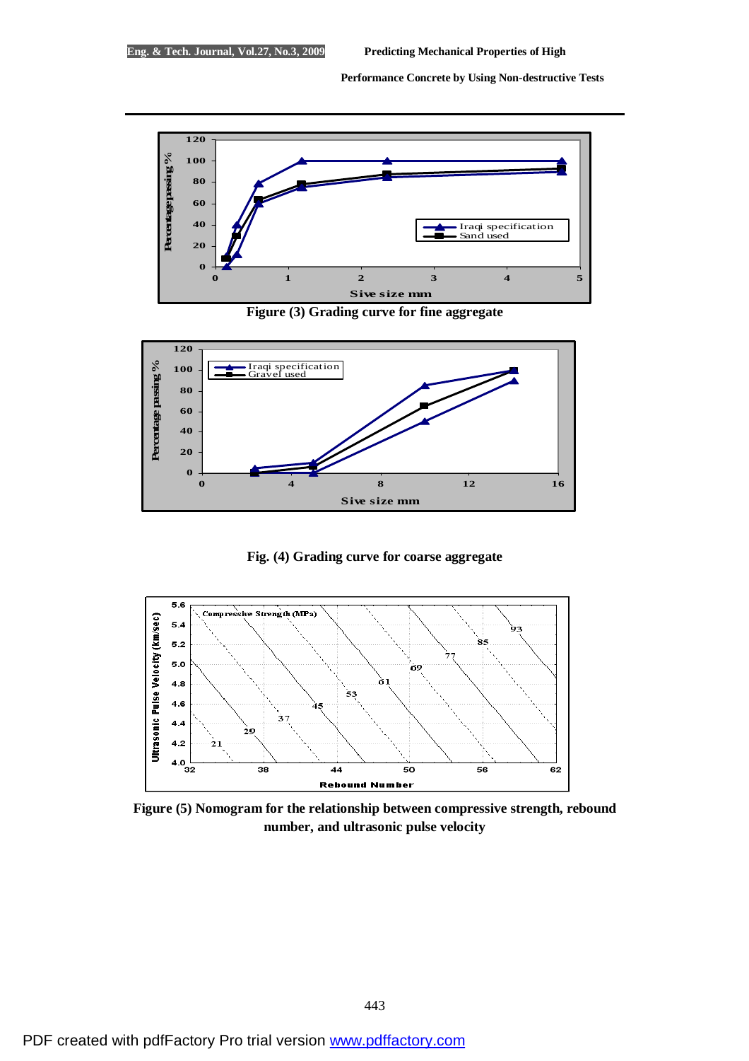**Figure (3) Grading curve for fine aggregate**

**Fig. (4) Grading curve for coarse aggregate**

**Figure (5) Nomogram for the relationship between compressive strength, rebound number, and ultrasonic pulse velocity**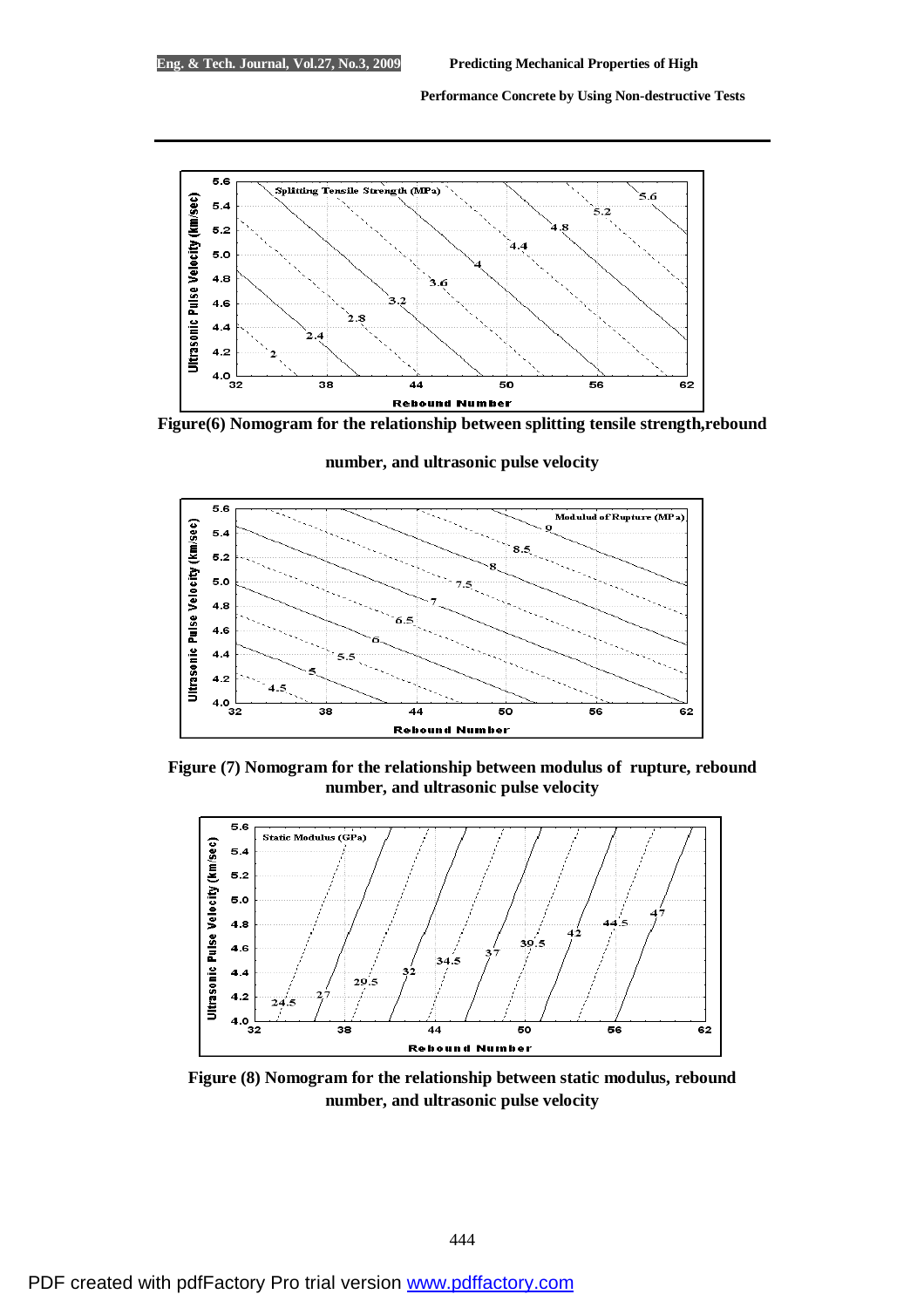Splitting Tensile Strength (MPa)

Ultrasonic Pulse Velocity (km/sec)

5.6
5.4
5.2
5.0
4.8
4.6
4.4
4.2
4.0

32
38
44
50
56
62

Rebound Number

2
2.4
2.8
3.2
3.6
4
4.4
4.8
5.2
5.6

**Figure(6) Nomogram for the relationship between splitting tensile strength,rebound number, and ultrasonic pulse velocity**

Modulud of Rupture (MPa)

Ultrasonic Pulse Velocity (km/sec)

5.6
5.4
5.2
5.0
4.8
4.6
4.4
4.2
4.0

32
38
44
50
56
62

Rebound Number

4.5
5
5.5
6
6.5
7
7.5
8
8.5
9

**Figure (7) Nomogram for the relationship between modulus of rupture, rebound number, and ultrasonic pulse velocity**

Static Modulus (GPa)

Ultrasonic Pulse Velocity (km/sec)

5.6
5.4
5.2
5.0
4.8
4.6
4.4
4.2
4.0

32
38
44
50
56
62

Rebound Number

24.5
27
29.5
32
34.5
37
39.5
42
44.5
47

**Figure (8) Nomogram for the relationship between static modulus, rebound number, and ultrasonic pulse velocity**